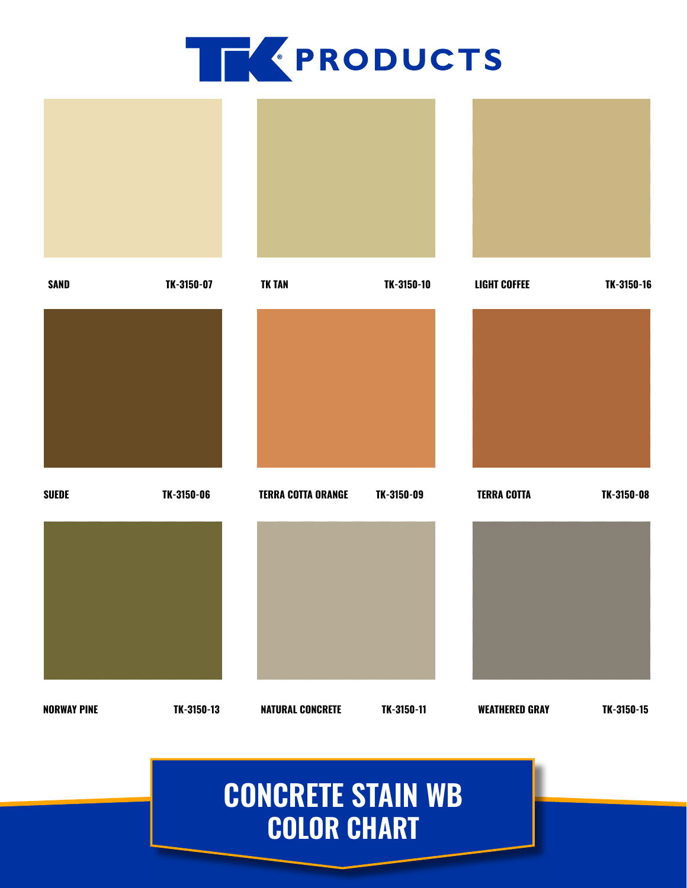# TK PRODUCTS

| | |
|---|---|
| SAND | TK-3150-07 |
| TK TAN | TK-3150-10 |
| LIGHT COFFEE | TK-3150-16 |
| SUEDE | TK-3150-06 |
| TERRA COTTA ORANGE | TK-3150-09 |
| TERRA COTTA | TK-3150-08 |
| NORWAY PINE | TK-3150-13 |
| NATURAL CONCRETE | TK-3150-11 |
| WEATHERED GRAY | TK-3150-15 |

## CONCRETE STAIN WB COLOR CHART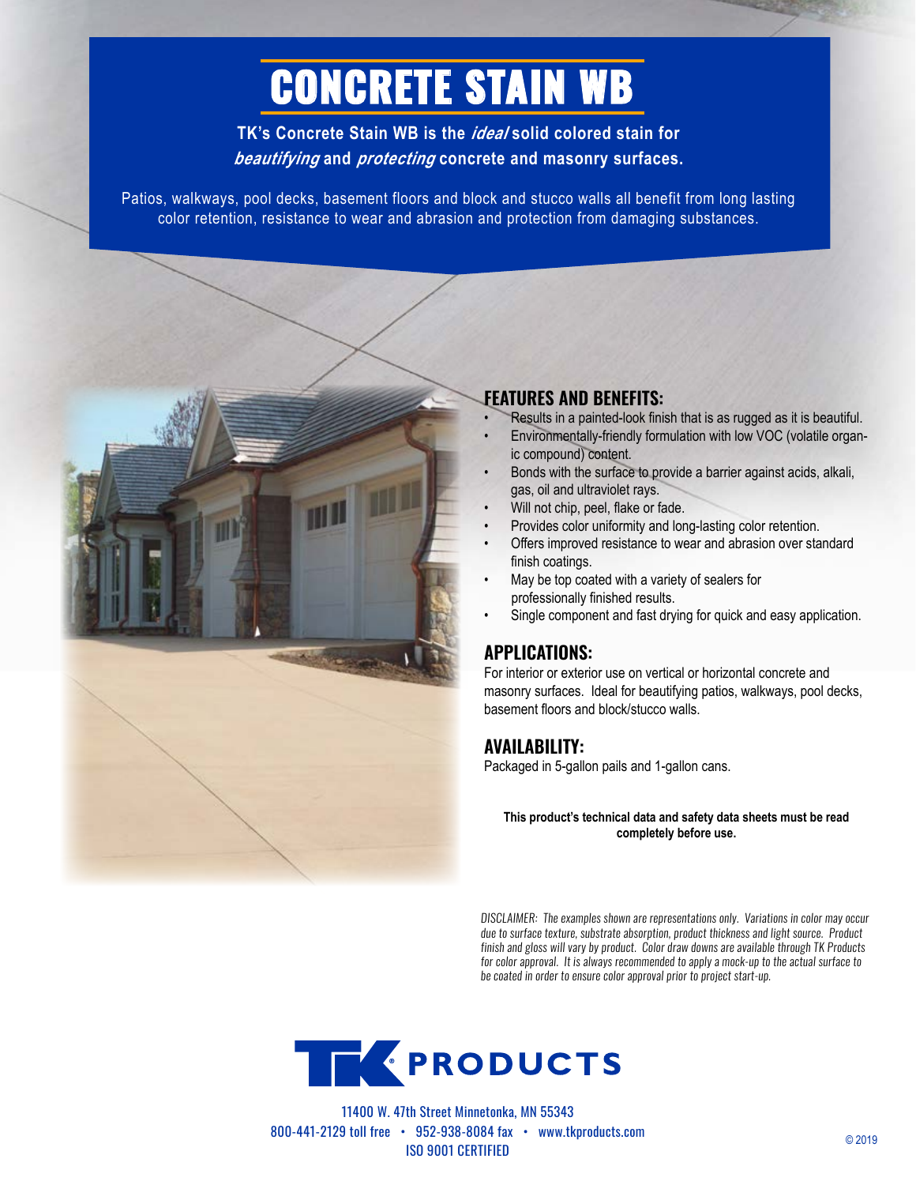# CONCRETE STAIN WB

**TK's Concrete Stain WB is the *ideal* solid colored stain for *beautifying* and *protecting* concrete and masonry surfaces.**

Patios, walkways, pool decks, basement floors and block and stucco walls all benefit from long lasting color retention, resistance to wear and abrasion and protection from damaging substances.

## FEATURES AND BENEFITS:

- Results in a painted-look finish that is as rugged as it is beautiful.
- Environmentally-friendly formulation with low VOC (volatile organic compound) content.
- Bonds with the surface to provide a barrier against acids, alkali, gas, oil and ultraviolet rays.
- Will not chip, peel, flake or fade.
- Provides color uniformity and long-lasting color retention.
- Offers improved resistance to wear and abrasion over standard finish coatings.
- May be top coated with a variety of sealers for professionally finished results.
- Single component and fast drying for quick and easy application.

## APPLICATIONS:

For interior or exterior use on vertical or horizontal concrete and masonry surfaces. Ideal for beautifying patios, walkways, pool decks, basement floors and block/stucco walls.

## AVAILABILITY:

Packaged in 5-gallon pails and 1-gallon cans.

**This product's technical data and safety data sheets must be read completely before use.**

*DISCLAIMER: The examples shown are representations only. Variations in color may occur due to surface texture, substrate absorption, product thickness and light source. Product finish and gloss will vary by product. Color draw downs are available through TK Products for color approval. It is always recommended to apply a mock-up to the actual surface to be coated in order to ensure color approval prior to project start-up.*

TK® PRODUCTS

11400 W. 47th Street Minnetonka, MN 55343
800-441-2129 toll free • 952-938-8084 fax • www.tkproducts.com
ISO 9001 CERTIFIED

© 2019